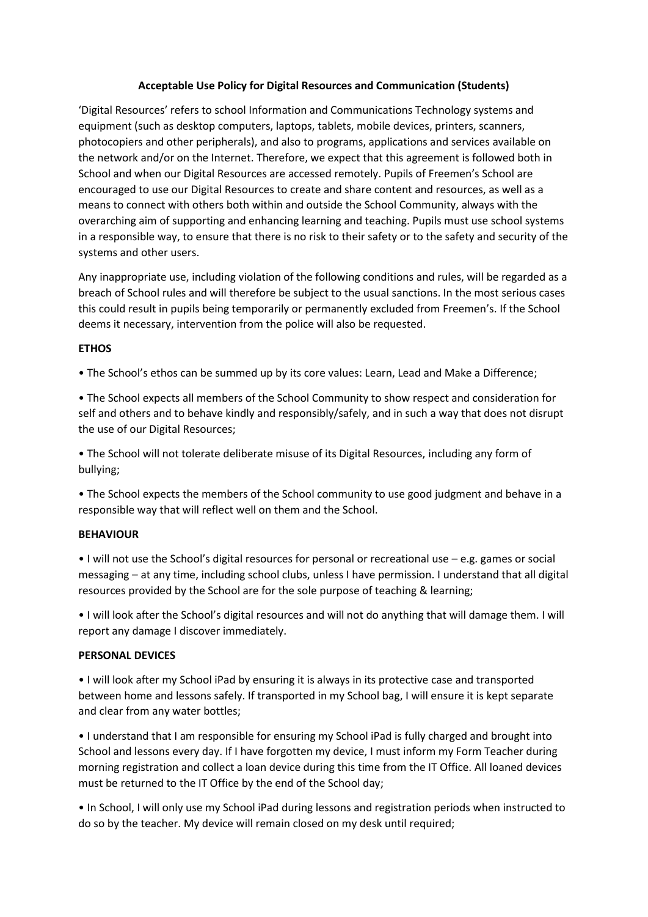# Acceptable Use Policy for Digital Resources and Communication (Students)

'Digital Resources' refers to school Information and Communications Technology systems and equipment (such as desktop computers, laptops, tablets, mobile devices, printers, scanners, photocopiers and other peripherals), and also to programs, applications and services available on the network and/or on the Internet. Therefore, we expect that this agreement is followed both in School and when our Digital Resources are accessed remotely. Pupils of Freemen's School are encouraged to use our Digital Resources to create and share content and resources, as well as a means to connect with others both within and outside the School Community, always with the overarching aim of supporting and enhancing learning and teaching. Pupils must use school systems in a responsible way, to ensure that there is no risk to their safety or to the safety and security of the systems and other users.

Any inappropriate use, including violation of the following conditions and rules, will be regarded as a breach of School rules and will therefore be subject to the usual sanctions. In the most serious cases this could result in pupils being temporarily or permanently excluded from Freemen's. If the School deems it necessary, intervention from the police will also be requested.

## ETHOS

- The School's ethos can be summed up by its core values: Learn, Lead and Make a Difference;
- The School expects all members of the School Community to show respect and consideration for self and others and to behave kindly and responsibly/safely, and in such a way that does not disrupt the use of our Digital Resources;
- The School will not tolerate deliberate misuse of its Digital Resources, including any form of bullying;
- The School expects the members of the School community to use good judgment and behave in a responsible way that will reflect well on them and the School.

## BEHAVIOUR

- I will not use the School's digital resources for personal or recreational use – e.g. games or social messaging – at any time, including school clubs, unless I have permission. I understand that all digital resources provided by the School are for the sole purpose of teaching & learning;
- I will look after the School's digital resources and will not do anything that will damage them. I will report any damage I discover immediately.

## PERSONAL DEVICES

- I will look after my School iPad by ensuring it is always in its protective case and transported between home and lessons safely. If transported in my School bag, I will ensure it is kept separate and clear from any water bottles;
- I understand that I am responsible for ensuring my School iPad is fully charged and brought into School and lessons every day. If I have forgotten my device, I must inform my Form Teacher during morning registration and collect a loan device during this time from the IT Office. All loaned devices must be returned to the IT Office by the end of the School day;
- In School, I will only use my School iPad during lessons and registration periods when instructed to do so by the teacher. My device will remain closed on my desk until required;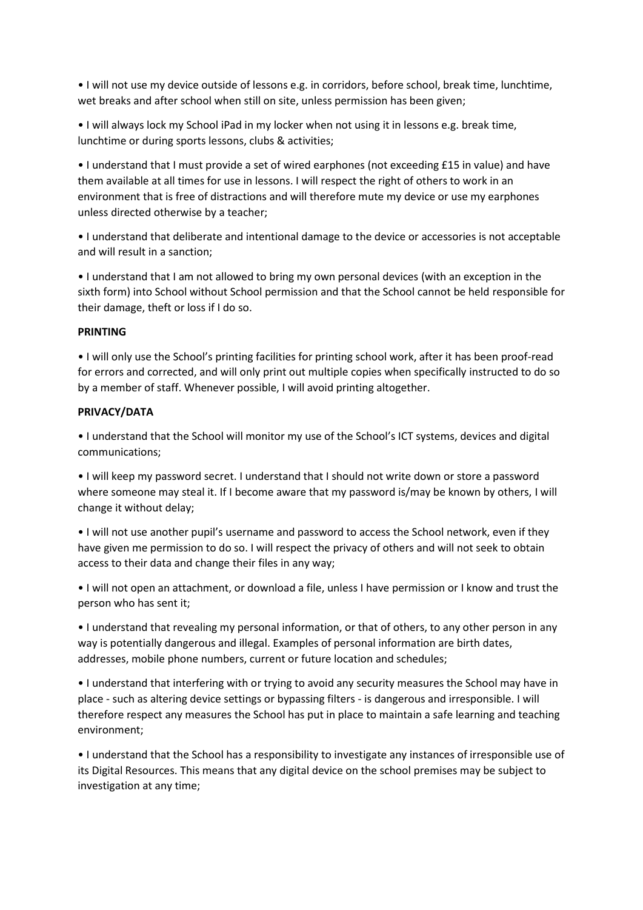- I will not use my device outside of lessons e.g. in corridors, before school, break time, lunchtime, wet breaks and after school when still on site, unless permission has been given;

- I will always lock my School iPad in my locker when not using it in lessons e.g. break time, lunchtime or during sports lessons, clubs & activities;

- I understand that I must provide a set of wired earphones (not exceeding £15 in value) and have them available at all times for use in lessons. I will respect the right of others to work in an environment that is free of distractions and will therefore mute my device or use my earphones unless directed otherwise by a teacher;

- I understand that deliberate and intentional damage to the device or accessories is not acceptable and will result in a sanction;

- I understand that I am not allowed to bring my own personal devices (with an exception in the sixth form) into School without School permission and that the School cannot be held responsible for their damage, theft or loss if I do so.

**PRINTING**

- I will only use the School's printing facilities for printing school work, after it has been proof-read for errors and corrected, and will only print out multiple copies when specifically instructed to do so by a member of staff. Whenever possible, I will avoid printing altogether.

**PRIVACY/DATA**

- I understand that the School will monitor my use of the School's ICT systems, devices and digital communications;

- I will keep my password secret. I understand that I should not write down or store a password where someone may steal it. If I become aware that my password is/may be known by others, I will change it without delay;

- I will not use another pupil's username and password to access the School network, even if they have given me permission to do so. I will respect the privacy of others and will not seek to obtain access to their data and change their files in any way;

- I will not open an attachment, or download a file, unless I have permission or I know and trust the person who has sent it;

- I understand that revealing my personal information, or that of others, to any other person in any way is potentially dangerous and illegal. Examples of personal information are birth dates, addresses, mobile phone numbers, current or future location and schedules;

- I understand that interfering with or trying to avoid any security measures the School may have in place - such as altering device settings or bypassing filters - is dangerous and irresponsible. I will therefore respect any measures the School has put in place to maintain a safe learning and teaching environment;

- I understand that the School has a responsibility to investigate any instances of irresponsible use of its Digital Resources. This means that any digital device on the school premises may be subject to investigation at any time;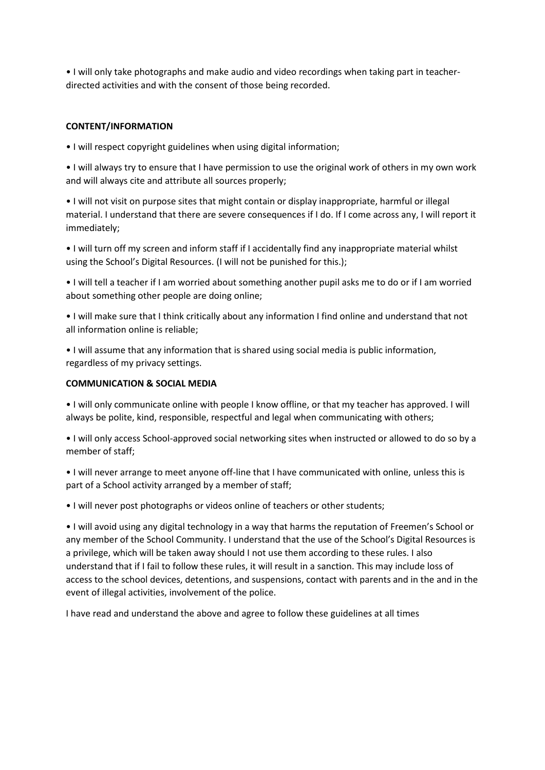• I will only take photographs and make audio and video recordings when taking part in teacher-directed activities and with the consent of those being recorded.

**CONTENT/INFORMATION**

• I will respect copyright guidelines when using digital information;

• I will always try to ensure that I have permission to use the original work of others in my own work and will always cite and attribute all sources properly;

• I will not visit on purpose sites that might contain or display inappropriate, harmful or illegal material. I understand that there are severe consequences if I do. If I come across any, I will report it immediately;

• I will turn off my screen and inform staff if I accidentally find any inappropriate material whilst using the School's Digital Resources. (I will not be punished for this.);

• I will tell a teacher if I am worried about something another pupil asks me to do or if I am worried about something other people are doing online;

• I will make sure that I think critically about any information I find online and understand that not all information online is reliable;

• I will assume that any information that is shared using social media is public information, regardless of my privacy settings.

**COMMUNICATION & SOCIAL MEDIA**

• I will only communicate online with people I know offline, or that my teacher has approved. I will always be polite, kind, responsible, respectful and legal when communicating with others;

• I will only access School-approved social networking sites when instructed or allowed to do so by a member of staff;

• I will never arrange to meet anyone off-line that I have communicated with online, unless this is part of a School activity arranged by a member of staff;

• I will never post photographs or videos online of teachers or other students;

• I will avoid using any digital technology in a way that harms the reputation of Freemen's School or any member of the School Community. I understand that the use of the School's Digital Resources is a privilege, which will be taken away should I not use them according to these rules. I also understand that if I fail to follow these rules, it will result in a sanction. This may include loss of access to the school devices, detentions, and suspensions, contact with parents and in the and in the event of illegal activities, involvement of the police.

I have read and understand the above and agree to follow these guidelines at all times